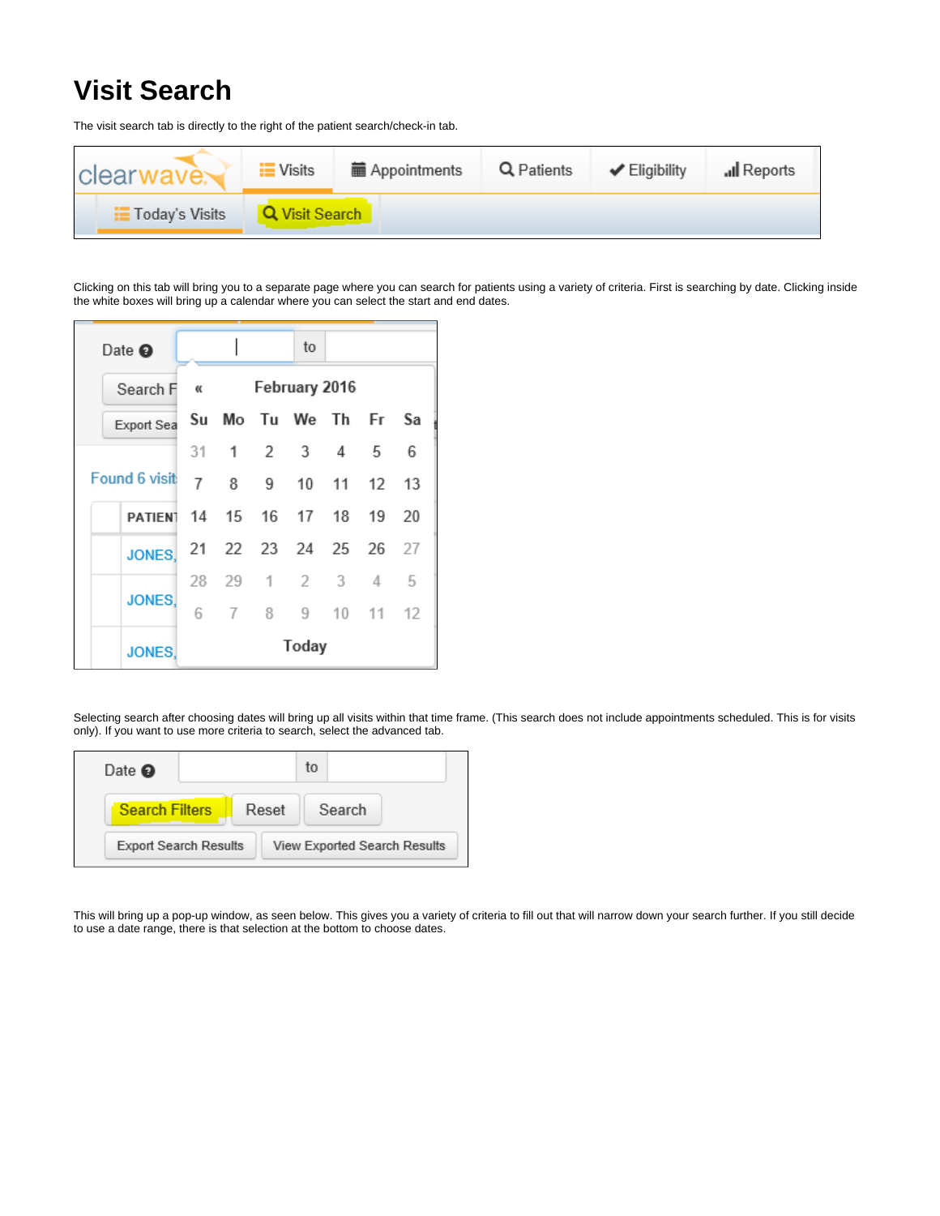# Visit Search

The visit search tab is directly to the right of the patient search/check-in tab.

Clicking on this tab will bring you to a separate page where you can search for patients using a variety of criteria. First is searching by date. Clicking inside the white boxes will bring up a calendar where you can select the start and end dates.

Selecting search after choosing dates will bring up all visits within that time frame. (This search does not include appointments scheduled. This is for visits only). If you want to use more criteria to search, select the advanced tab.

This will bring up a pop-up window, as seen below. This gives you a variety of criteria to fill out that will narrow down your search further. If you still decide to use a date range, there is that selection at the bottom to choose dates.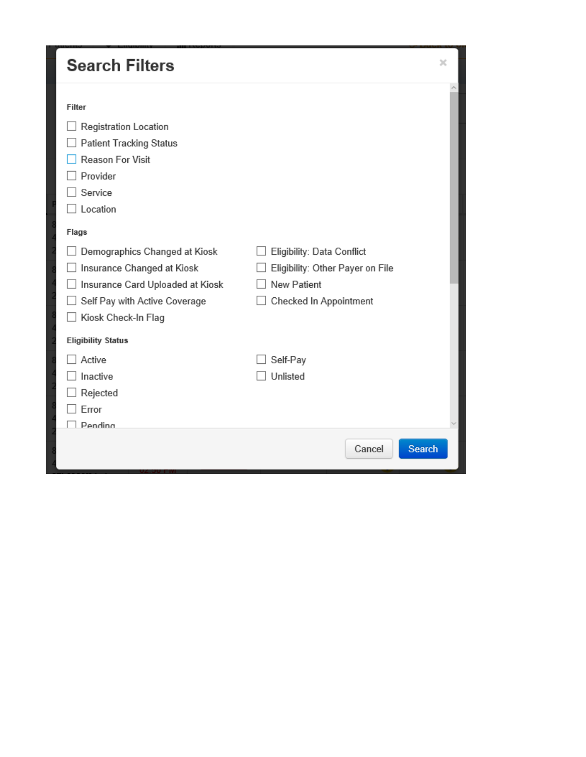# Search Filters

**Filter**

- [ ] Registration Location
- [ ] Patient Tracking Status
- [ ] Reason For Visit
- [ ] Provider
- [ ] Service
- [ ] Location

**Flags**

- [ ] Demographics Changed at Kiosk
- [ ] Insurance Changed at Kiosk
- [ ] Insurance Card Uploaded at Kiosk
- [ ] Self Pay with Active Coverage
- [ ] Kiosk Check-In Flag
- [ ] Eligibility: Data Conflict
- [ ] Eligibility: Other Payer on File
- [ ] New Patient
- [ ] Checked In Appointment

**Eligibility Status**

- [ ] Active
- [ ] Inactive
- [ ] Rejected
- [ ] Error
- [ ] Pending
- [ ] Self-Pay
- [ ] Unlisted

Cancel | Search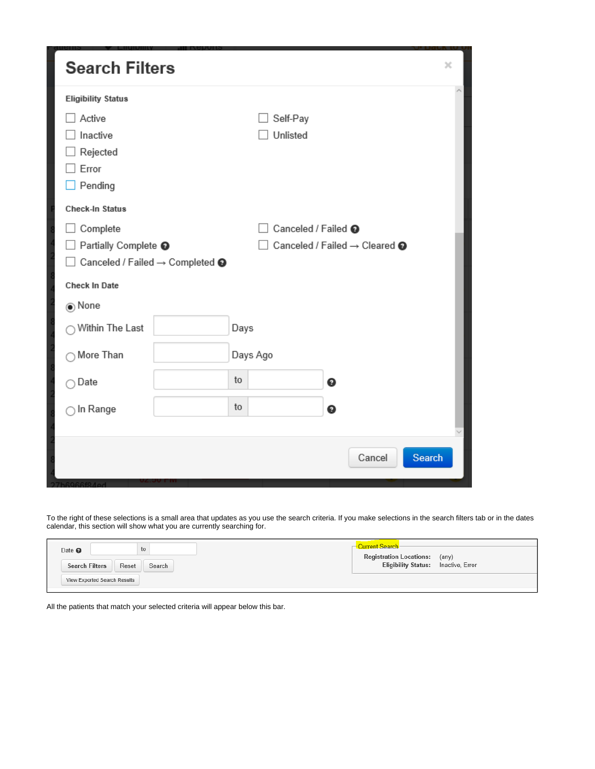# Search Filters

**Eligibility Status**

- ☐ Active
- ☐ Inactive
- ☐ Rejected
- ☐ Error
- ☐ Pending
- ☐ Self-Pay
- ☐ Unlisted

**Check-In Status**

- ☐ Complete
- ☐ Partially Complete
- ☐ Canceled / Failed → Completed
- ☐ Canceled / Failed
- ☐ Canceled / Failed → Cleared

**Check In Date**

- ◉ None
- ○ Within The Last [ ] Days
- ○ More Than [ ] Days Ago
- ○ Date [ ] to [ ]
- ○ In Range [ ] to [ ]

Cancel | Search

To the right of these selections is a small area that updates as you use the search criteria. If you make selections in the search filters tab or in the dates calendar, this section will show what you are currently searching for.

Date [ ] to [ ]

Search Filters | Reset | Search

View Exported Search Results

Current Search

| | |
|---|---|
| Registration Locations: | (any) |
| Eligibility Status: | Inactive, Error |

All the patients that match your selected criteria will appear below this bar.